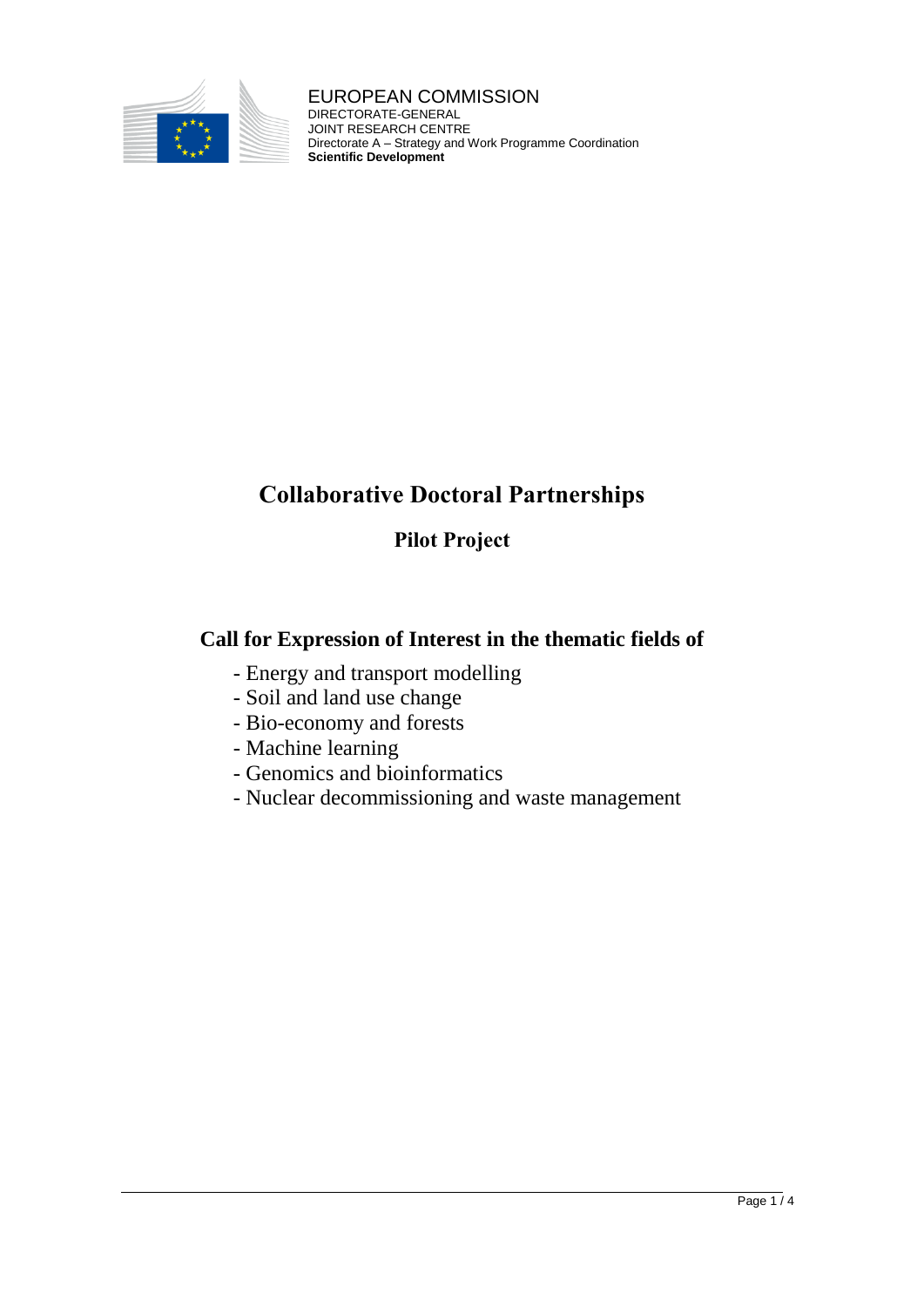EUROPEAN COMMISSION
DIRECTORATE-GENERAL
JOINT RESEARCH CENTRE
Directorate A – Strategy and Work Programme Coordination
**Scientific Development**

# Collaborative Doctoral Partnerships

## Pilot Project

## Call for Expression of Interest in the thematic fields of

- Energy and transport modelling
- Soil and land use change
- Bio-economy and forests
- Machine learning
- Genomics and bioinformatics
- Nuclear decommissioning and waste management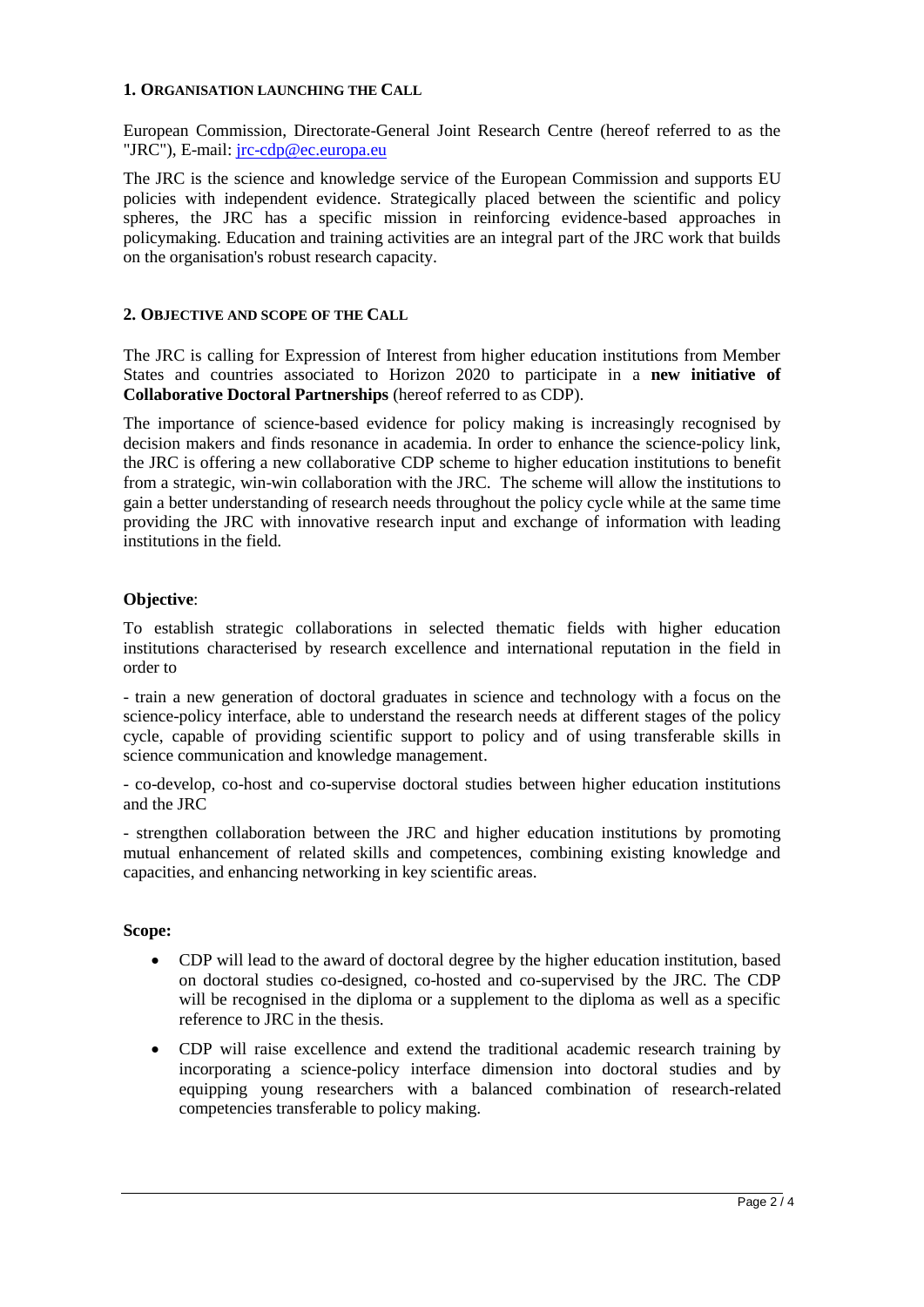## 1. ORGANISATION LAUNCHING THE CALL

European Commission, Directorate-General Joint Research Centre (hereof referred to as the "JRC"), E-mail: jrc-cdp@ec.europa.eu

The JRC is the science and knowledge service of the European Commission and supports EU policies with independent evidence. Strategically placed between the scientific and policy spheres, the JRC has a specific mission in reinforcing evidence-based approaches in policymaking. Education and training activities are an integral part of the JRC work that builds on the organisation's robust research capacity.

## 2. OBJECTIVE AND SCOPE OF THE CALL

The JRC is calling for Expression of Interest from higher education institutions from Member States and countries associated to Horizon 2020 to participate in a **new initiative of Collaborative Doctoral Partnerships** (hereof referred to as CDP).

The importance of science-based evidence for policy making is increasingly recognised by decision makers and finds resonance in academia. In order to enhance the science-policy link, the JRC is offering a new collaborative CDP scheme to higher education institutions to benefit from a strategic, win-win collaboration with the JRC. The scheme will allow the institutions to gain a better understanding of research needs throughout the policy cycle while at the same time providing the JRC with innovative research input and exchange of information with leading institutions in the field.

**Objective**:

To establish strategic collaborations in selected thematic fields with higher education institutions characterised by research excellence and international reputation in the field in order to

- train a new generation of doctoral graduates in science and technology with a focus on the science-policy interface, able to understand the research needs at different stages of the policy cycle, capable of providing scientific support to policy and of using transferable skills in science communication and knowledge management.

- co-develop, co-host and co-supervise doctoral studies between higher education institutions and the JRC

- strengthen collaboration between the JRC and higher education institutions by promoting mutual enhancement of related skills and competences, combining existing knowledge and capacities, and enhancing networking in key scientific areas.

**Scope:**

- CDP will lead to the award of doctoral degree by the higher education institution, based on doctoral studies co-designed, co-hosted and co-supervised by the JRC. The CDP will be recognised in the diploma or a supplement to the diploma as well as a specific reference to JRC in the thesis.
- CDP will raise excellence and extend the traditional academic research training by incorporating a science-policy interface dimension into doctoral studies and by equipping young researchers with a balanced combination of research-related competencies transferable to policy making.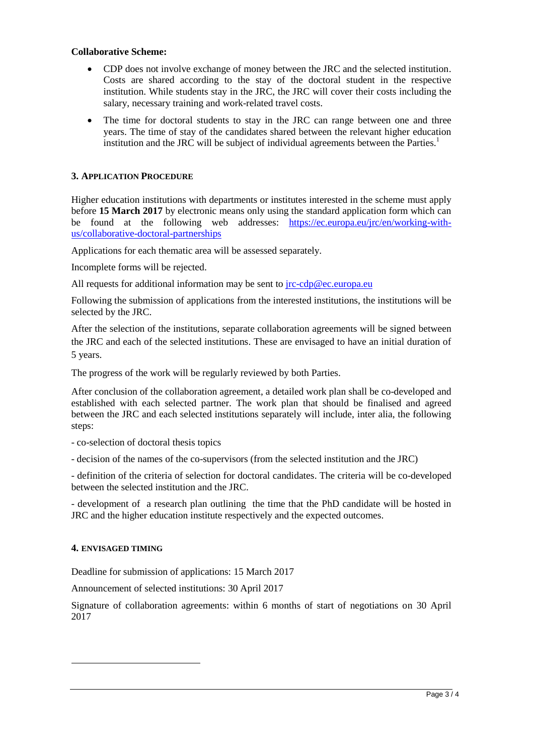**Collaborative Scheme:**

- CDP does not involve exchange of money between the JRC and the selected institution. Costs are shared according to the stay of the doctoral student in the respective institution. While students stay in the JRC, the JRC will cover their costs including the salary, necessary training and work-related travel costs.
- The time for doctoral students to stay in the JRC can range between one and three years. The time of stay of the candidates shared between the relevant higher education institution and the JRC will be subject of individual agreements between the Parties.[1]

## 3. APPLICATION PROCEDURE

Higher education institutions with departments or institutes interested in the scheme must apply before **15 March 2017** by electronic means only using the standard application form which can be found at the following web addresses: https://ec.europa.eu/jrc/en/working-with-us/collaborative-doctoral-partnerships

Applications for each thematic area will be assessed separately.

Incomplete forms will be rejected.

All requests for additional information may be sent to jrc-cdp@ec.europa.eu

Following the submission of applications from the interested institutions, the institutions will be selected by the JRC.

After the selection of the institutions, separate collaboration agreements will be signed between the JRC and each of the selected institutions. These are envisaged to have an initial duration of 5 years.

The progress of the work will be regularly reviewed by both Parties.

After conclusion of the collaboration agreement, a detailed work plan shall be co-developed and established with each selected partner. The work plan that should be finalised and agreed between the JRC and each selected institutions separately will include, inter alia, the following steps:

- co-selection of doctoral thesis topics

- decision of the names of the co-supervisors (from the selected institution and the JRC)

- definition of the criteria of selection for doctoral candidates. The criteria will be co-developed between the selected institution and the JRC.

- development of a research plan outlining the time that the PhD candidate will be hosted in JRC and the higher education institute respectively and the expected outcomes.

## 4. ENVISAGED TIMING

Deadline for submission of applications: 15 March 2017

Announcement of selected institutions: 30 April 2017

Signature of collaboration agreements: within 6 months of start of negotiations on 30 April 2017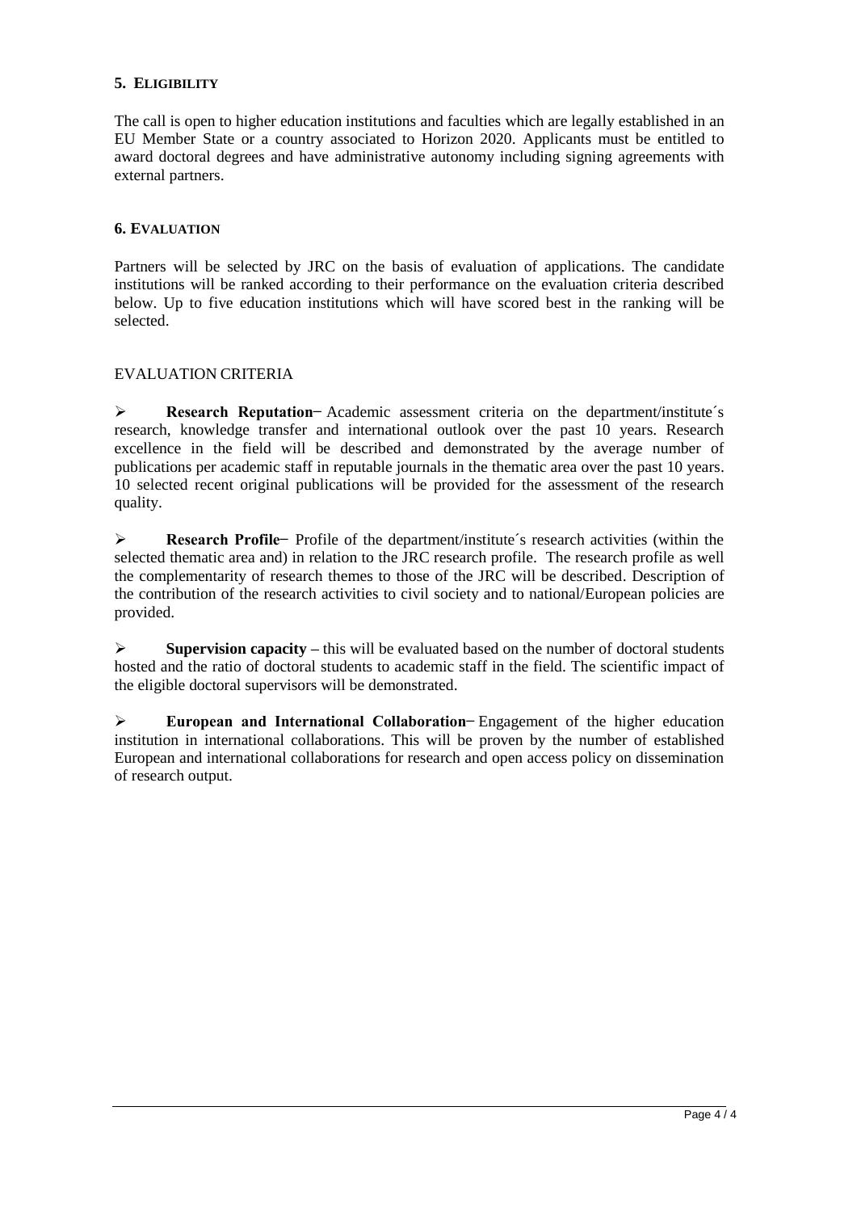## 5. ELIGIBILITY

The call is open to higher education institutions and faculties which are legally established in an EU Member State or a country associated to Horizon 2020. Applicants must be entitled to award doctoral degrees and have administrative autonomy including signing agreements with external partners.

## 6. EVALUATION

Partners will be selected by JRC on the basis of evaluation of applications. The candidate institutions will be ranked according to their performance on the evaluation criteria described below. Up to five education institutions which will have scored best in the ranking will be selected.

EVALUATION CRITERIA

- **Research Reputation**‒ Academic assessment criteria on the department/institute´s research, knowledge transfer and international outlook over the past 10 years. Research excellence in the field will be described and demonstrated by the average number of publications per academic staff in reputable journals in the thematic area over the past 10 years. 10 selected recent original publications will be provided for the assessment of the research quality.

- **Research Profile**‒ Profile of the department/institute´s research activities (within the selected thematic area and) in relation to the JRC research profile. The research profile as well the complementarity of research themes to those of the JRC will be described. Description of the contribution of the research activities to civil society and to national/European policies are provided.

- **Supervision capacity** – this will be evaluated based on the number of doctoral students hosted and the ratio of doctoral students to academic staff in the field. The scientific impact of the eligible doctoral supervisors will be demonstrated.

- **European and International Collaboration**‒ Engagement of the higher education institution in international collaborations. This will be proven by the number of established European and international collaborations for research and open access policy on dissemination of research output.